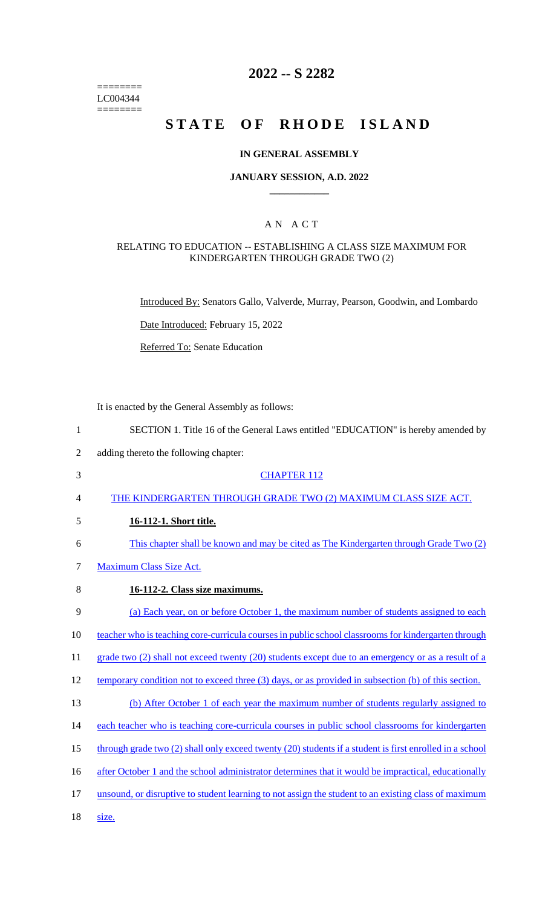========
LC004344
========

# 2022 -- S 2282

# STATE OF RHODE ISLAND

### IN GENERAL ASSEMBLY

### JANUARY SESSION, A.D. 2022

## AN ACT

### RELATING TO EDUCATION -- ESTABLISHING A CLASS SIZE MAXIMUM FOR KINDERGARTEN THROUGH GRADE TWO (2)

Introduced By: Senators Gallo, Valverde, Murray, Pearson, Goodwin, and Lombardo

Date Introduced: February 15, 2022

Referred To: Senate Education

It is enacted by the General Assembly as follows:

1 SECTION 1. Title 16 of the General Laws entitled "EDUCATION" is hereby amended by
2 adding thereto the following chapter:

3 CHAPTER 112

4 THE KINDERGARTEN THROUGH GRADE TWO (2) MAXIMUM CLASS SIZE ACT.

5 **16-112-1. Short title.**

6 This chapter shall be known and may be cited as The Kindergarten through Grade Two (2)
7 Maximum Class Size Act.

8 **16-112-2. Class size maximums.**

9 (a) Each year, on or before October 1, the maximum number of students assigned to each
10 teacher who is teaching core-curricula courses in public school classrooms for kindergarten through
11 grade two (2) shall not exceed twenty (20) students except due to an emergency or as a result of a
12 temporary condition not to exceed three (3) days, or as provided in subsection (b) of this section.

13 (b) After October 1 of each year the maximum number of students regularly assigned to
14 each teacher who is teaching core-curricula courses in public school classrooms for kindergarten
15 through grade two (2) shall only exceed twenty (20) students if a student is first enrolled in a school
16 after October 1 and the school administrator determines that it would be impractical, educationally
17 unsound, or disruptive to student learning to not assign the student to an existing class of maximum
18 size.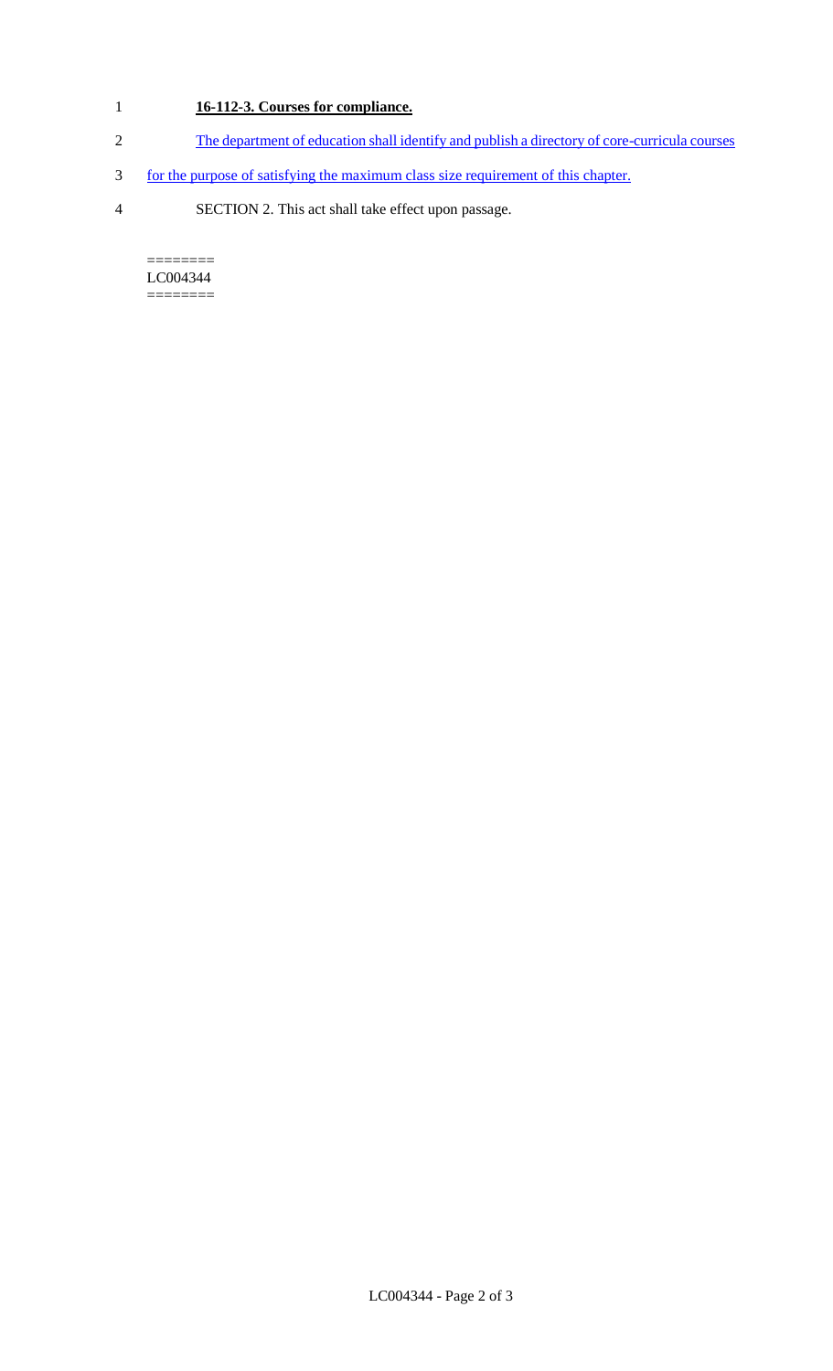**16-112-3. Courses for compliance.**

The department of education shall identify and publish a directory of core-curricula courses for the purpose of satisfying the maximum class size requirement of this chapter.

SECTION 2. This act shall take effect upon passage.

========
LC004344
========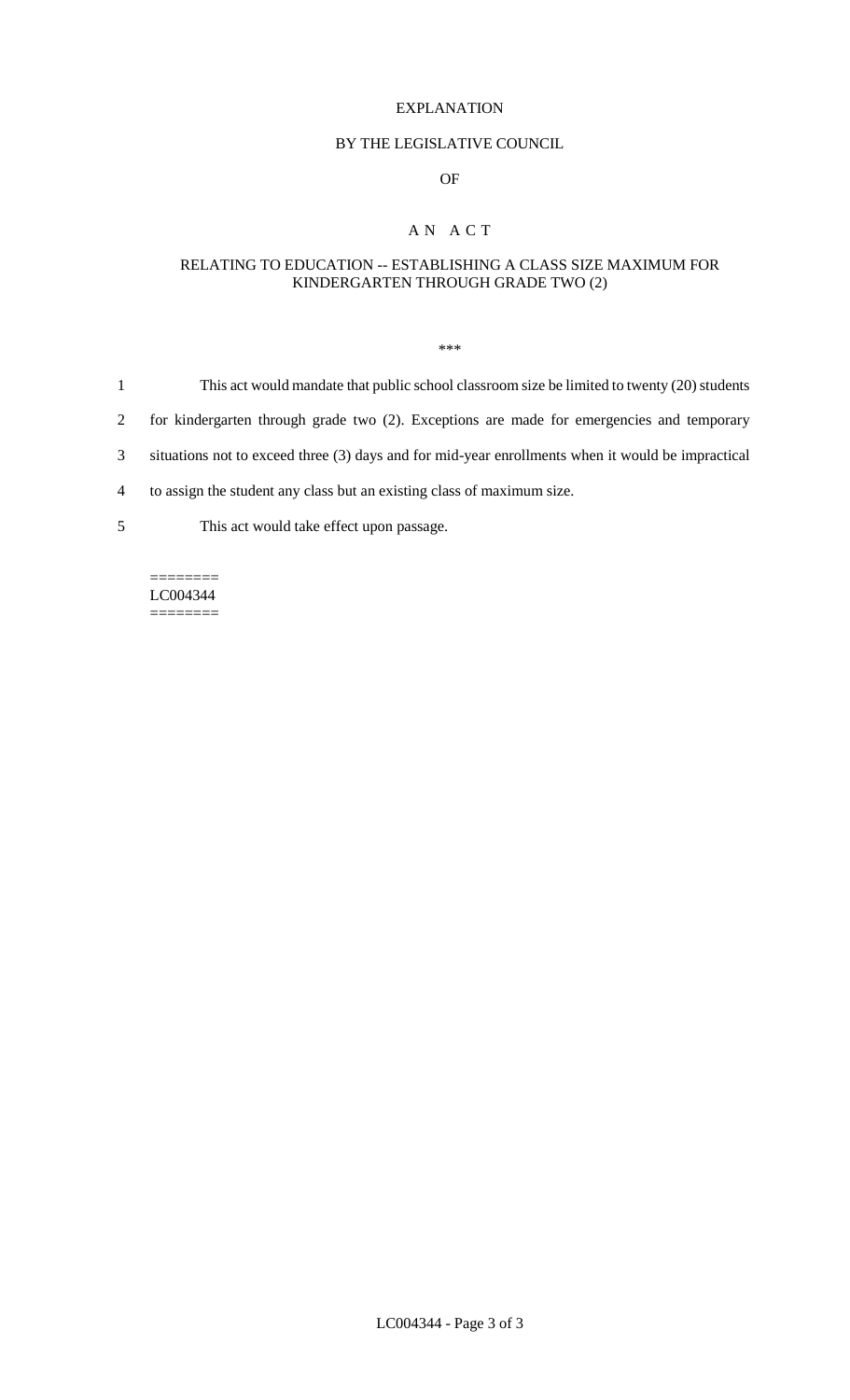EXPLANATION

BY THE LEGISLATIVE COUNCIL

OF

# A N  A C T

RELATING TO EDUCATION -- ESTABLISHING A CLASS SIZE MAXIMUM FOR KINDERGARTEN THROUGH GRADE TWO (2)

\*\*\*

1 This act would mandate that public school classroom size be limited to twenty (20) students
2 for kindergarten through grade two (2). Exceptions are made for emergencies and temporary
3 situations not to exceed three (3) days and for mid-year enrollments when it would be impractical
4 to assign the student any class but an existing class of maximum size.
5 This act would take effect upon passage.

========
LC004344
========